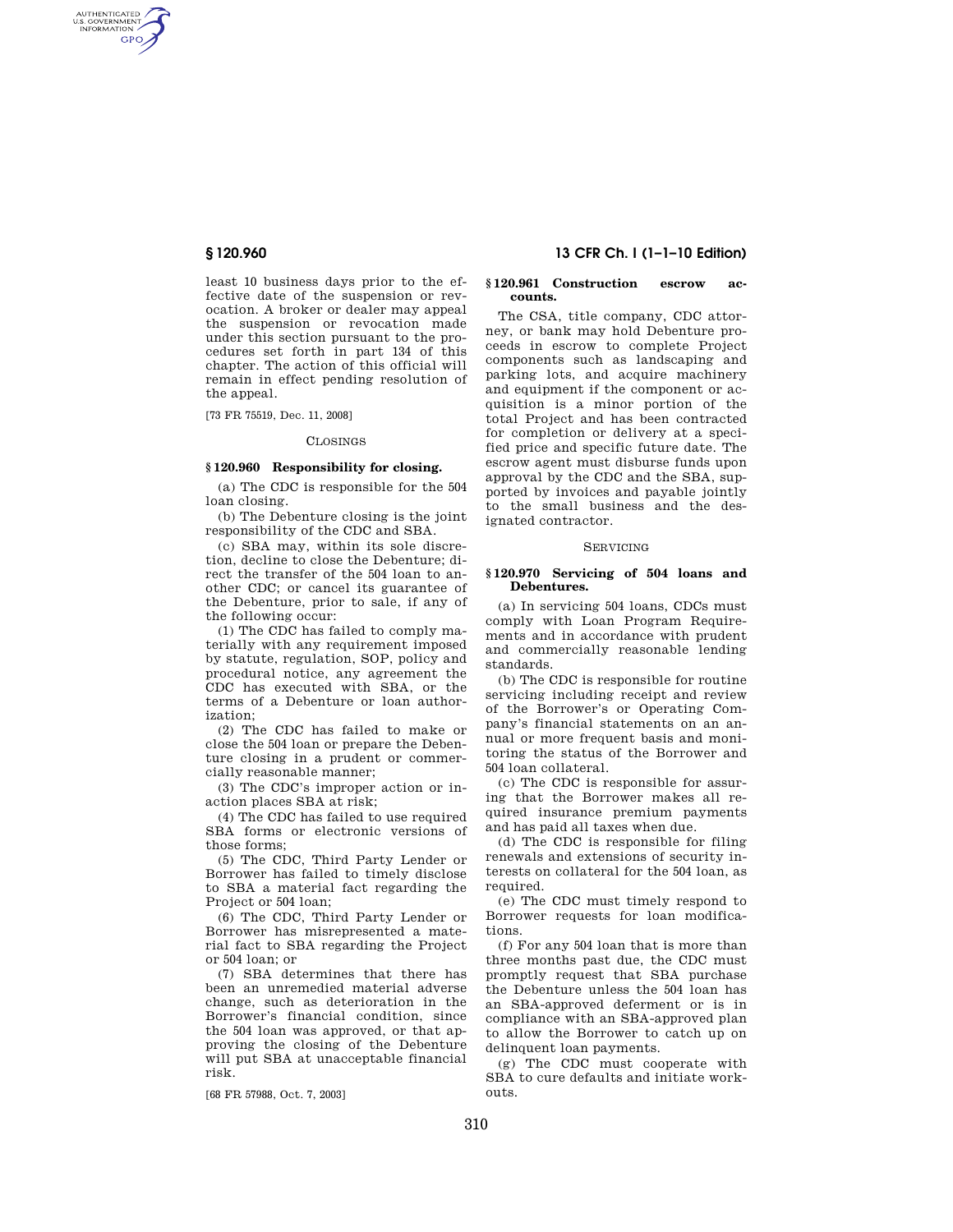least 10 business days prior to the effective date of the suspension or revocation. A broker or dealer may appeal the suspension or revocation made under this section pursuant to the procedures set forth in part 134 of this chapter. The action of this official will remain in effect pending resolution of the appeal.

[73 FR 75519, Dec. 11, 2008]

CLOSINGS

### § 120.960 Responsibility for closing.

(a) The CDC is responsible for the 504 loan closing.

(b) The Debenture closing is the joint responsibility of the CDC and SBA.

(c) SBA may, within its sole discretion, decline to close the Debenture; direct the transfer of the 504 loan to another CDC; or cancel its guarantee of the Debenture, prior to sale, if any of the following occur:

(1) The CDC has failed to comply materially with any requirement imposed by statute, regulation, SOP, policy and procedural notice, any agreement the CDC has executed with SBA, or the terms of a Debenture or loan authorization;

(2) The CDC has failed to make or close the 504 loan or prepare the Debenture closing in a prudent or commercially reasonable manner;

(3) The CDC's improper action or inaction places SBA at risk;

(4) The CDC has failed to use required SBA forms or electronic versions of those forms;

(5) The CDC, Third Party Lender or Borrower has failed to timely disclose to SBA a material fact regarding the Project or 504 loan;

(6) The CDC, Third Party Lender or Borrower has misrepresented a material fact to SBA regarding the Project or 504 loan; or

(7) SBA determines that there has been an unremedied material adverse change, such as deterioration in the Borrower's financial condition, since the 504 loan was approved, or that approving the closing of the Debenture will put SBA at unacceptable financial risk.

[68 FR 57988, Oct. 7, 2003]

### § 120.961 Construction escrow accounts.

The CSA, title company, CDC attorney, or bank may hold Debenture proceeds in escrow to complete Project components such as landscaping and parking lots, and acquire machinery and equipment if the component or acquisition is a minor portion of the total Project and has been contracted for completion or delivery at a specified price and specific future date. The escrow agent must disburse funds upon approval by the CDC and the SBA, supported by invoices and payable jointly to the small business and the designated contractor.

SERVICING

### § 120.970 Servicing of 504 loans and Debentures.

(a) In servicing 504 loans, CDCs must comply with Loan Program Requirements and in accordance with prudent and commercially reasonable lending standards.

(b) The CDC is responsible for routine servicing including receipt and review of the Borrower's or Operating Company's financial statements on an annual or more frequent basis and monitoring the status of the Borrower and 504 loan collateral.

(c) The CDC is responsible for assuring that the Borrower makes all required insurance premium payments and has paid all taxes when due.

(d) The CDC is responsible for filing renewals and extensions of security interests on collateral for the 504 loan, as required.

(e) The CDC must timely respond to Borrower requests for loan modifications.

(f) For any 504 loan that is more than three months past due, the CDC must promptly request that SBA purchase the Debenture unless the 504 loan has an SBA-approved deferment or is in compliance with an SBA-approved plan to allow the Borrower to catch up on delinquent loan payments.

(g) The CDC must cooperate with SBA to cure defaults and initiate workouts.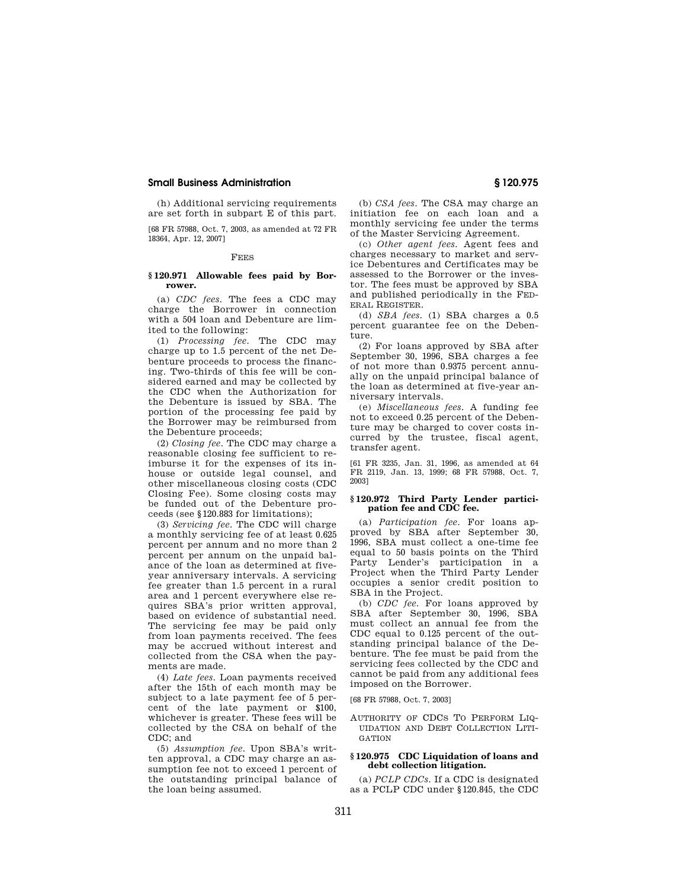(h) Additional servicing requirements are set forth in subpart E of this part.

[68 FR 57988, Oct. 7, 2003, as amended at 72 FR 18364, Apr. 12, 2007]

FEES

### § 120.971 Allowable fees paid by Borrower.

(a) *CDC fees.* The fees a CDC may charge the Borrower in connection with a 504 loan and Debenture are limited to the following:

(1) *Processing fee.* The CDC may charge up to 1.5 percent of the net Debenture proceeds to process the financing. Two-thirds of this fee will be considered earned and may be collected by the CDC when the Authorization for the Debenture is issued by SBA. The portion of the processing fee paid by the Borrower may be reimbursed from the Debenture proceeds;

(2) *Closing fee.* The CDC may charge a reasonable closing fee sufficient to reimburse it for the expenses of its inhouse or outside legal counsel, and other miscellaneous closing costs (CDC Closing Fee). Some closing costs may be funded out of the Debenture proceeds (see § 120.883 for limitations);

(3) *Servicing fee.* The CDC will charge a monthly servicing fee of at least 0.625 percent per annum and no more than 2 percent per annum on the unpaid balance of the loan as determined at five-year anniversary intervals. A servicing fee greater than 1.5 percent in a rural area and 1 percent everywhere else requires SBA's prior written approval, based on evidence of substantial need. The servicing fee may be paid only from loan payments received. The fees may be accrued without interest and collected from the CSA when the payments are made.

(4) *Late fees.* Loan payments received after the 15th of each month may be subject to a late payment fee of 5 percent of the late payment or $100, whichever is greater. These fees will be collected by the CSA on behalf of the CDC; and

(5) *Assumption fee.* Upon SBA's written approval, a CDC may charge an assumption fee not to exceed 1 percent of the outstanding principal balance of the loan being assumed.

(b) *CSA fees.* The CSA may charge an initiation fee on each loan and a monthly servicing fee under the terms of the Master Servicing Agreement.

(c) *Other agent fees.* Agent fees and charges necessary to market and service Debentures and Certificates may be assessed to the Borrower or the investor. The fees must be approved by SBA and published periodically in the FEDERAL REGISTER.

(d) *SBA fees.* (1) SBA charges a 0.5 percent guarantee fee on the Debenture.

(2) For loans approved by SBA after September 30, 1996, SBA charges a fee of not more than 0.9375 percent annually on the unpaid principal balance of the loan as determined at five-year anniversary intervals.

(e) *Miscellaneous fees.* A funding fee not to exceed 0.25 percent of the Debenture may be charged to cover costs incurred by the trustee, fiscal agent, transfer agent.

[61 FR 3235, Jan. 31, 1996, as amended at 64 FR 2119, Jan. 13, 1999; 68 FR 57988, Oct. 7, 2003]

### § 120.972 Third Party Lender participation fee and CDC fee.

(a) *Participation fee.* For loans approved by SBA after September 30, 1996, SBA must collect a one-time fee equal to 50 basis points on the Third Party Lender's participation in a Project when the Third Party Lender occupies a senior credit position to SBA in the Project.

(b) *CDC fee.* For loans approved by SBA after September 30, 1996, SBA must collect an annual fee from the CDC equal to 0.125 percent of the outstanding principal balance of the Debenture. The fee must be paid from the servicing fees collected by the CDC and cannot be paid from any additional fees imposed on the Borrower.

[68 FR 57988, Oct. 7, 2003]

AUTHORITY OF CDCS TO PERFORM LIQUIDATION AND DEBT COLLECTION LITIGATION

### § 120.975 CDC Liquidation of loans and debt collection litigation.

(a) *PCLP CDCs.* If a CDC is designated as a PCLP CDC under § 120.845, the CDC